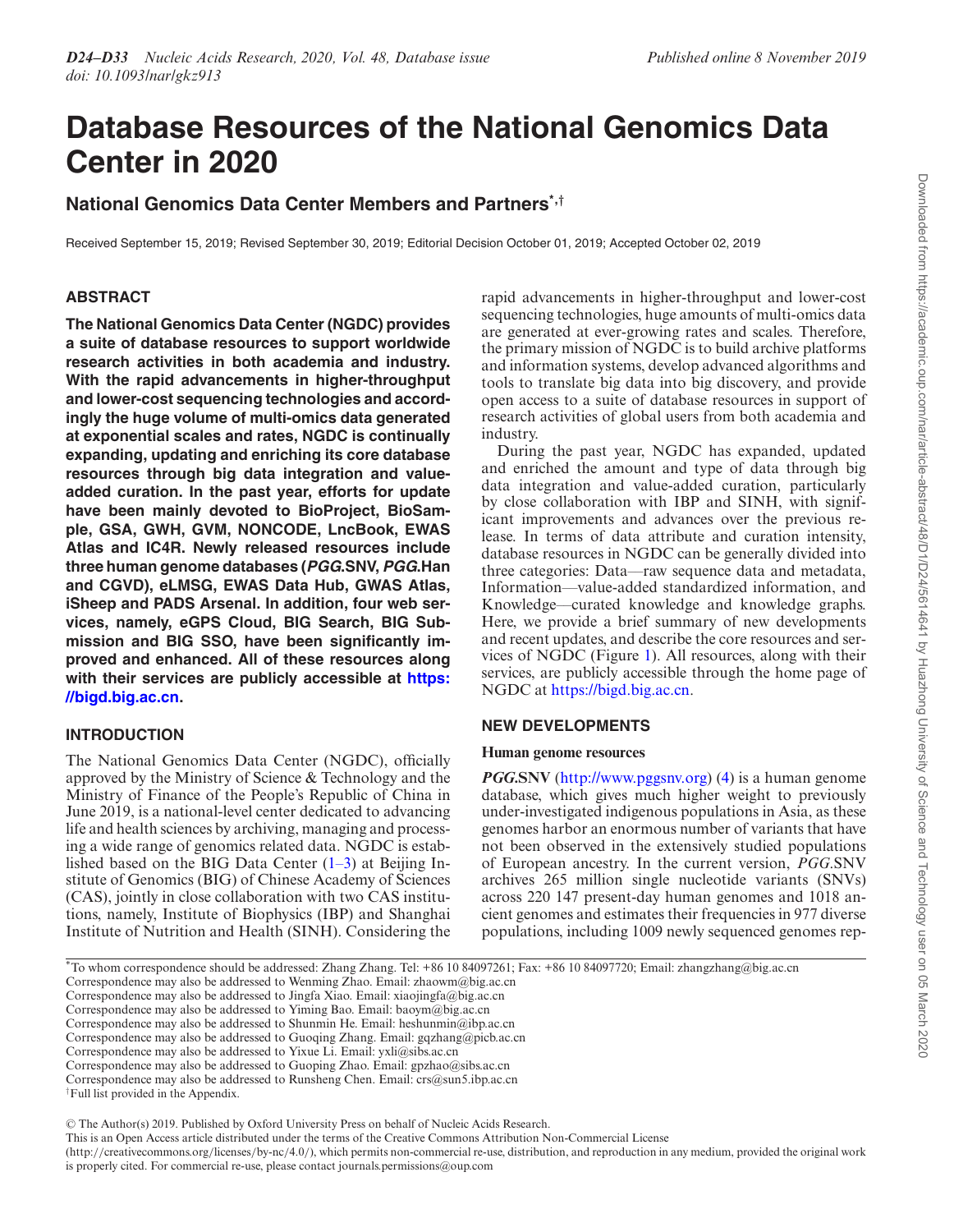# Database Resources of the National Genomics Data Center in 2020

## National Genomics Data Center Members and Partners*,†

Received September 15, 2019; Revised September 30, 2019; Editorial Decision October 01, 2019; Accepted October 02, 2019

## ABSTRACT

**The National Genomics Data Center (NGDC) provides a suite of database resources to support worldwide research activities in both academia and industry. With the rapid advancements in higher-throughput and lower-cost sequencing technologies and accordingly the huge volume of multi-omics data generated at exponential scales and rates, NGDC is continually expanding, updating and enriching its core database resources through big data integration and value-added curation. In the past year, efforts for update have been mainly devoted to BioProject, BioSample, GSA, GWH, GVM, NONCODE, LncBook, EWAS Atlas and IC4R. Newly released resources include three human genome databases (*PGG*.SNV, *PGG*.Han and CGVD), eLMSG, EWAS Data Hub, GWAS Atlas, iSheep and PADS Arsenal. In addition, four web services, namely, eGPS Cloud, BIG Search, BIG Submission and BIG SSO, have been significantly improved and enhanced. All of these resources along with their services are publicly accessible at https://bigd.big.ac.cn.**

## INTRODUCTION

The National Genomics Data Center (NGDC), officially approved by the Ministry of Science & Technology and the Ministry of Finance of the People's Republic of China in June 2019, is a national-level center dedicated to advancing life and health sciences by archiving, managing and processing a wide range of genomics related data. NGDC is established based on the BIG Data Center (1–3) at Beijing Institute of Genomics (BIG) of Chinese Academy of Sciences (CAS), jointly in close collaboration with two CAS institutions, namely, Institute of Biophysics (IBP) and Shanghai Institute of Nutrition and Health (SINH). Considering the rapid advancements in higher-throughput and lower-cost sequencing technologies, huge amounts of multi-omics data are generated at ever-growing rates and scales. Therefore, the primary mission of NGDC is to build archive platforms and information systems, develop advanced algorithms and tools to translate big data into big discovery, and provide open access to a suite of database resources in support of research activities of global users from both academia and industry.

During the past year, NGDC has expanded, updated and enriched the amount and type of data through big data integration and value-added curation, particularly by close collaboration with IBP and SINH, with significant improvements and advances over the previous release. In terms of data attribute and curation intensity, database resources in NGDC can be generally divided into three categories: Data—raw sequence data and metadata, Information—value-added standardized information, and Knowledge—curated knowledge and knowledge graphs. Here, we provide a brief summary of new developments and recent updates, and describe the core resources and services of NGDC (Figure 1). All resources, along with their services, are publicly accessible through the home page of NGDC at https://bigd.big.ac.cn.

## NEW DEVELOPMENTS

### Human genome resources

***PGG*.SNV** (http://www.pggsnv.org) (4) is a human genome database, which gives much higher weight to previously under-investigated indigenous populations in Asia, as these genomes harbor an enormous number of variants that have not been observed in the extensively studied populations of European ancestry. In the current version, *PGG*.SNV archives 265 million single nucleotide variants (SNVs) across 220 147 present-day human genomes and 1018 ancient genomes and estimates their frequencies in 977 diverse populations, including 1009 newly sequenced genomes rep-

*To whom correspondence should be addressed: Zhang Zhang. Tel: +86 10 84097261; Fax: +86 10 84097720; Email: zhangzhang@big.ac.cn
Correspondence may also be addressed to Wenming Zhao. Email: zhaowm@big.ac.cn
Correspondence may also be addressed to Jingfa Xiao. Email: xiaojingfa@big.ac.cn
Correspondence may also be addressed to Yiming Bao. Email: baoym@big.ac.cn
Correspondence may also be addressed to Shunmin He. Email: heshunmin@ibp.ac.cn
Correspondence may also be addressed to Guoqing Zhang. Email: gqzhang@picb.ac.cn
Correspondence may also be addressed to Yixue Li. Email: yxli@sibs.ac.cn
Correspondence may also be addressed to Guoping Zhao. Email: gpzhao@sibs.ac.cn
Correspondence may also be addressed to Runsheng Chen. Email: crs@sun5.ibp.ac.cn
†Full list provided in the Appendix.

© The Author(s) 2019. Published by Oxford University Press on behalf of Nucleic Acids Research.
This is an Open Access article distributed under the terms of the Creative Commons Attribution Non-Commercial License (http://creativecommons.org/licenses/by-nc/4.0/), which permits non-commercial re-use, distribution, and reproduction in any medium, provided the original work is properly cited. For commercial re-use, please contact journals.permissions@oup.com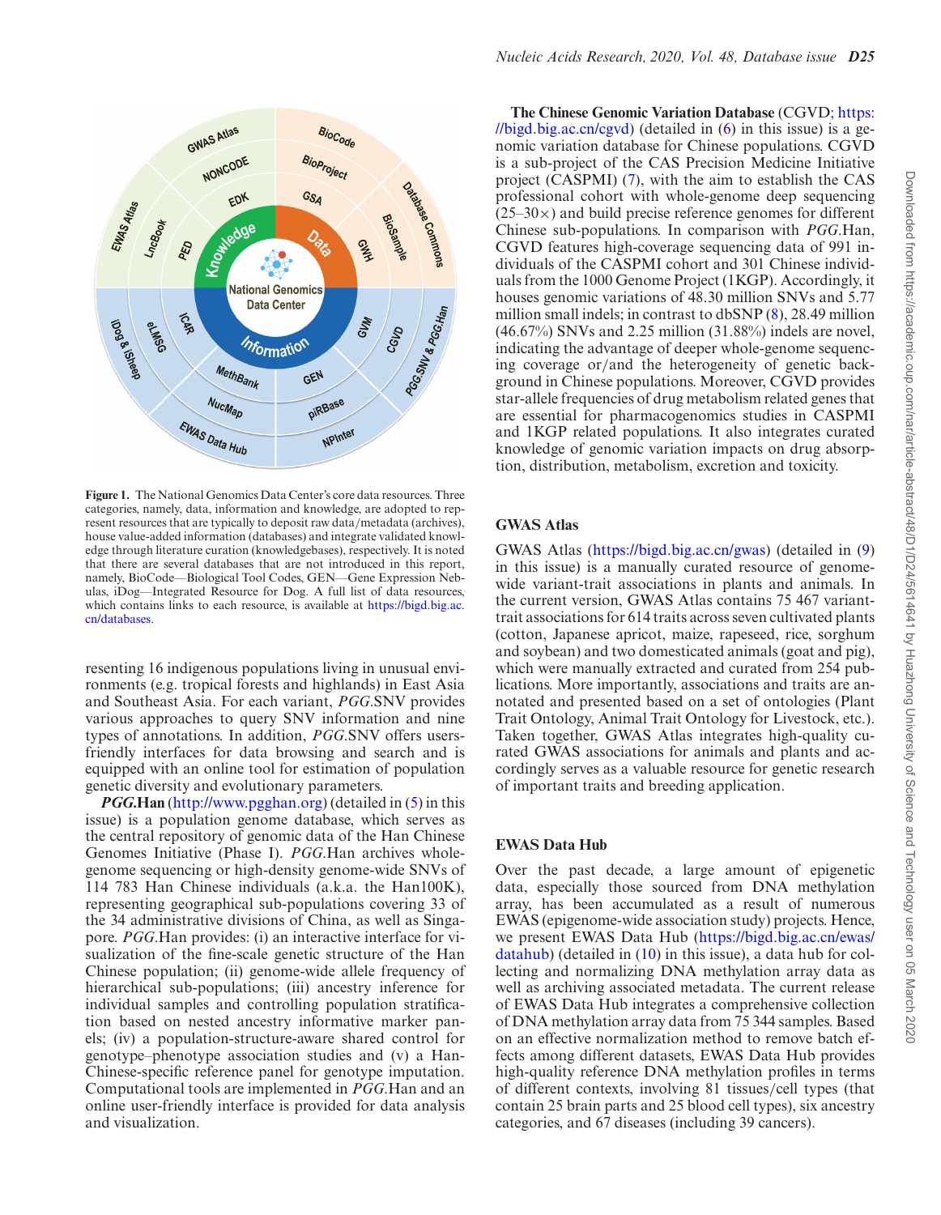**Figure 1.** The National Genomics Data Center's core data resources. Three categories, namely, data, information and knowledge, are adopted to represent resources that are typically to deposit raw data/metadata (archives), house value-added information (databases) and integrate validated knowledge through literature curation (knowledgebases), respectively. It is noted that there are several databases that are not introduced in this report, namely, BioCode—Biological Tool Codes, GEN—Gene Expression Nebulas, iDog—Integrated Resource for Dog. A full list of data resources, which contains links to each resource, is available at https://bigd.big.ac.cn/databases.

resenting 16 indigenous populations living in unusual environments (e.g. tropical forests and highlands) in East Asia and Southeast Asia. For each variant, *PGG*.SNV provides various approaches to query SNV information and nine types of annotations. In addition, *PGG*.SNV offers users-friendly interfaces for data browsing and search and is equipped with an online tool for estimation of population genetic diversity and evolutionary parameters.

***PGG*.Han** (http://www.pgghan.org) (detailed in (5) in this issue) is a population genome database, which serves as the central repository of genomic data of the Han Chinese Genomes Initiative (Phase I). *PGG*.Han archives whole-genome sequencing or high-density genome-wide SNVs of 114 783 Han Chinese individuals (a.k.a. the Han100K), representing geographical sub-populations covering 33 of the 34 administrative divisions of China, as well as Singapore. *PGG*.Han provides: (i) an interactive interface for visualization of the fine-scale genetic structure of the Han Chinese population; (ii) genome-wide allele frequency of hierarchical sub-populations; (iii) ancestry inference for individual samples and controlling population stratification based on nested ancestry informative marker panels; (iv) a population-structure-aware shared control for genotype–phenotype association studies and (v) a Han-Chinese-specific reference panel for genotype imputation. Computational tools are implemented in *PGG*.Han and an online user-friendly interface is provided for data analysis and visualization.

**The Chinese Genomic Variation Database** (CGVD; https://bigd.big.ac.cn/cgvd) (detailed in (6) in this issue) is a genomic variation database for Chinese populations. CGVD is a sub-project of the CAS Precision Medicine Initiative project (CASPMI) (7), with the aim to establish the CAS professional cohort with whole-genome deep sequencing (25–30×) and build precise reference genomes for different Chinese sub-populations. In comparison with *PGG*.Han, CGVD features high-coverage sequencing data of 991 individuals of the CASPMI cohort and 301 Chinese individuals from the 1000 Genome Project (1KGP). Accordingly, it houses genomic variations of 48.30 million SNVs and 5.77 million small indels; in contrast to dbSNP (8), 28.49 million (46.67%) SNVs and 2.25 million (31.88%) indels are novel, indicating the advantage of deeper whole-genome sequencing coverage or/and the heterogeneity of genetic background in Chinese populations. Moreover, CGVD provides star-allele frequencies of drug metabolism related genes that are essential for pharmacogenomics studies in CASPMI and 1KGP related populations. It also integrates curated knowledge of genomic variation impacts on drug absorption, distribution, metabolism, excretion and toxicity.

## GWAS Atlas

GWAS Atlas (https://bigd.big.ac.cn/gwas) (detailed in (9) in this issue) is a manually curated resource of genome-wide variant-trait associations in plants and animals. In the current version, GWAS Atlas contains 75 467 variant-trait associations for 614 traits across seven cultivated plants (cotton, Japanese apricot, maize, rapeseed, rice, sorghum and soybean) and two domesticated animals (goat and pig), which were manually extracted and curated from 254 publications. More importantly, associations and traits are annotated and presented based on a set of ontologies (Plant Trait Ontology, Animal Trait Ontology for Livestock, etc.). Taken together, GWAS Atlas integrates high-quality curated GWAS associations for animals and plants and accordingly serves as a valuable resource for genetic research of important traits and breeding application.

## EWAS Data Hub

Over the past decade, a large amount of epigenetic data, especially those sourced from DNA methylation array, has been accumulated as a result of numerous EWAS (epigenome-wide association study) projects. Hence, we present EWAS Data Hub (https://bigd.big.ac.cn/ewas/datahub) (detailed in (10) in this issue), a data hub for collecting and normalizing DNA methylation array data as well as archiving associated metadata. The current release of EWAS Data Hub integrates a comprehensive collection of DNA methylation array data from 75 344 samples. Based on an effective normalization method to remove batch effects among different datasets, EWAS Data Hub provides high-quality reference DNA methylation profiles in terms of different contexts, involving 81 tissues/cell types (that contain 25 brain parts and 25 blood cell types), six ancestry categories, and 67 diseases (including 39 cancers).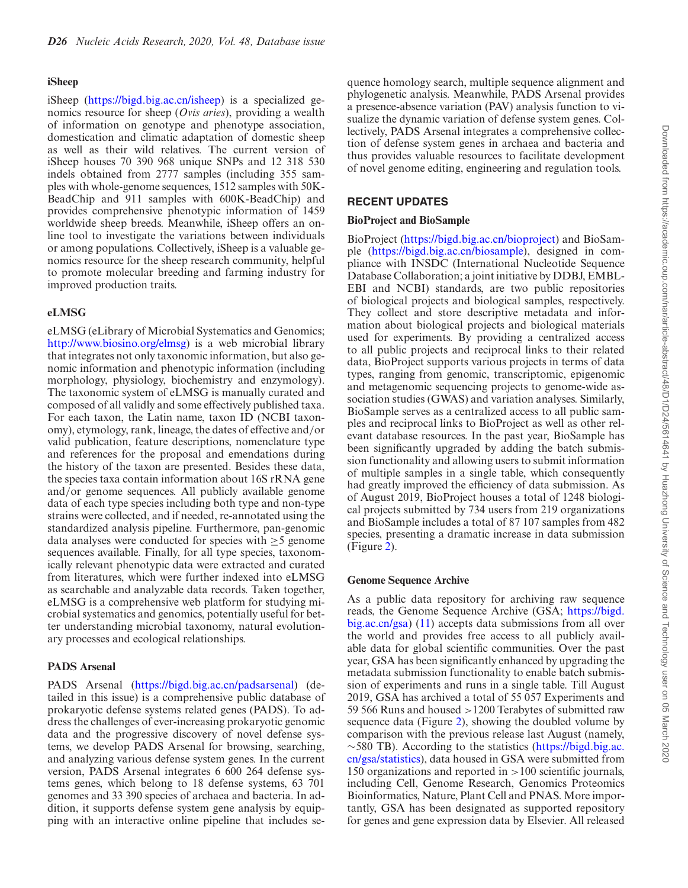### iSheep

iSheep (https://bigd.big.ac.cn/isheep) is a specialized genomics resource for sheep (*Ovis aries*), providing a wealth of information on genotype and phenotype association, domestication and climatic adaptation of domestic sheep as well as their wild relatives. The current version of iSheep houses 70 390 968 unique SNPs and 12 318 530 indels obtained from 2777 samples (including 355 samples with whole-genome sequences, 1512 samples with 50K-BeadChip and 911 samples with 600K-BeadChip) and provides comprehensive phenotypic information of 1459 worldwide sheep breeds. Meanwhile, iSheep offers an online tool to investigate the variations between individuals or among populations. Collectively, iSheep is a valuable genomics resource for the sheep research community, helpful to promote molecular breeding and farming industry for improved production traits.

### eLMSG

eLMSG (eLibrary of Microbial Systematics and Genomics; http://www.biosino.org/elmsg) is a web microbial library that integrates not only taxonomic information, but also genomic information and phenotypic information (including morphology, physiology, biochemistry and enzymology). The taxonomic system of eLMSG is manually curated and composed of all validly and some effectively published taxa. For each taxon, the Latin name, taxon ID (NCBI taxonomy), etymology, rank, lineage, the dates of effective and/or valid publication, feature descriptions, nomenclature type and references for the proposal and emendations during the history of the taxon are presented. Besides these data, the species taxa contain information about 16S rRNA gene and/or genome sequences. All publicly available genome data of each type species including both type and non-type strains were collected, and if needed, re-annotated using the standardized analysis pipeline. Furthermore, pan-genomic data analyses were conducted for species with ≥5 genome sequences available. Finally, for all type species, taxonomically relevant phenotypic data were extracted and curated from literatures, which were further indexed into eLMSG as searchable and analyzable data records. Taken together, eLMSG is a comprehensive web platform for studying microbial systematics and genomics, potentially useful for better understanding microbial taxonomy, natural evolutionary processes and ecological relationships.

### PADS Arsenal

PADS Arsenal (https://bigd.big.ac.cn/padsarsenal) (detailed in this issue) is a comprehensive public database of prokaryotic defense systems related genes (PADS). To address the challenges of ever-increasing prokaryotic genomic data and the progressive discovery of novel defense systems, we develop PADS Arsenal for browsing, searching, and analyzing various defense system genes. In the current version, PADS Arsenal integrates 6 600 264 defense systems genes, which belong to 18 defense systems, 63 701 genomes and 33 390 species of archaea and bacteria. In addition, it supports defense system gene analysis by equipping with an interactive online pipeline that includes sequence homology search, multiple sequence alignment and phylogenetic analysis. Meanwhile, PADS Arsenal provides a presence-absence variation (PAV) analysis function to visualize the dynamic variation of defense system genes. Collectively, PADS Arsenal integrates a comprehensive collection of defense system genes in archaea and bacteria and thus provides valuable resources to facilitate development of novel genome editing, engineering and regulation tools.

## RECENT UPDATES

### BioProject and BioSample

BioProject (https://bigd.big.ac.cn/bioproject) and BioSample (https://bigd.big.ac.cn/biosample), designed in compliance with INSDC (International Nucleotide Sequence Database Collaboration; a joint initiative by DDBJ, EMBL-EBI and NCBI) standards, are two public repositories of biological projects and biological samples, respectively. They collect and store descriptive metadata and information about biological projects and biological materials used for experiments. By providing a centralized access to all public projects and reciprocal links to their related data, BioProject supports various projects in terms of data types, ranging from genomic, transcriptomic, epigenomic and metagenomic sequencing projects to genome-wide association studies (GWAS) and variation analyses. Similarly, BioSample serves as a centralized access to all public samples and reciprocal links to BioProject as well as other relevant database resources. In the past year, BioSample has been significantly upgraded by adding the batch submission functionality and allowing users to submit information of multiple samples in a single table, which consequently had greatly improved the efficiency of data submission. As of August 2019, BioProject houses a total of 1248 biological projects submitted by 734 users from 219 organizations and BioSample includes a total of 87 107 samples from 482 species, presenting a dramatic increase in data submission (Figure 2).

### Genome Sequence Archive

As a public data repository for archiving raw sequence reads, the Genome Sequence Archive (GSA; https://bigd.big.ac.cn/gsa) (11) accepts data submissions from all over the world and provides free access to all publicly available data for global scientific communities. Over the past year, GSA has been significantly enhanced by upgrading the metadata submission functionality to enable batch submission of experiments and runs in a single table. Till August 2019, GSA has archived a total of 55 057 Experiments and 59 566 Runs and housed >1200 Terabytes of submitted raw sequence data (Figure 2), showing the doubled volume by comparison with the previous release last August (namely, ∼580 TB). According to the statistics (https://bigd.big.ac.cn/gsa/statistics), data housed in GSA were submitted from 150 organizations and reported in >100 scientific journals, including Cell, Genome Research, Genomics Proteomics Bioinformatics, Nature, Plant Cell and PNAS. More importantly, GSA has been designated as supported repository for genes and gene expression data by Elsevier. All released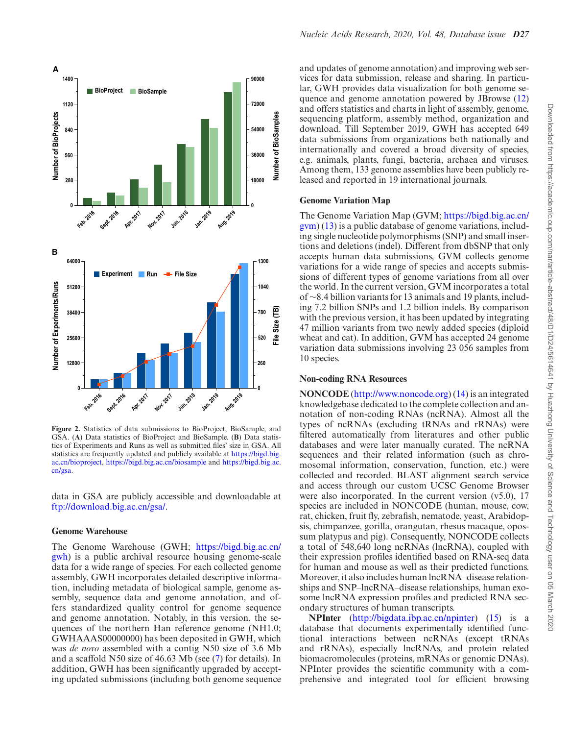**Figure 2.** Statistics of data submissions to BioProject, BioSample, and GSA. (**A**) Data statistics of BioProject and BioSample. (**B**) Data statistics of Experiments and Runs as well as submitted files' size in GSA. All statistics are frequently updated and publicly available at https://bigd.big.ac.cn/bioproject, https://bigd.big.ac.cn/biosample and https://bigd.big.ac.cn/gsa.

data in GSA are publicly accessible and downloadable at ftp://download.big.ac.cn/gsa/.

### Genome Warehouse

The Genome Warehouse (GWH; https://bigd.big.ac.cn/gwh) is a public archival resource housing genome-scale data for a wide range of species. For each collected genome assembly, GWH incorporates detailed descriptive information, including metadata of biological sample, genome assembly, sequence data and genome annotation, and offers standardized quality control for genome sequence and genome annotation. Notably, in this version, the sequences of the northern Han reference genome (NH1.0; GWHAAAS00000000) has been deposited in GWH, which was *de novo* assembled with a contig N50 size of 3.6 Mb and a scaffold N50 size of 46.63 Mb (see (7) for details). In addition, GWH has been significantly upgraded by accepting updated submissions (including both genome sequence and updates of genome annotation) and improving web services for data submission, release and sharing. In particular, GWH provides data visualization for both genome sequence and genome annotation powered by JBrowse (12) and offers statistics and charts in light of assembly, genome, sequencing platform, assembly method, organization and download. Till September 2019, GWH has accepted 649 data submissions from organizations both nationally and internationally and covered a broad diversity of species, e.g. animals, plants, fungi, bacteria, archaea and viruses. Among them, 133 genome assemblies have been publicly released and reported in 19 international journals.

### Genome Variation Map

The Genome Variation Map (GVM; https://bigd.big.ac.cn/gvm) (13) is a public database of genome variations, including single nucleotide polymorphisms (SNP) and small insertions and deletions (indel). Different from dbSNP that only accepts human data submissions, GVM collects genome variations for a wide range of species and accepts submissions of different types of genome variations from all over the world. In the current version, GVM incorporates a total of ∼8.4 billion variants for 13 animals and 19 plants, including 7.2 billion SNPs and 1.2 billion indels. By comparison with the previous version, it has been updated by integrating 47 million variants from two newly added species (diploid wheat and cat). In addition, GVM has accepted 24 genome variation data submissions involving 23 056 samples from 10 species.

### Non-coding RNA Resources

**NONCODE** (http://www.noncode.org) (14) is an integrated knowledgebase dedicated to the complete collection and annotation of non-coding RNAs (ncRNA). Almost all the types of ncRNAs (excluding tRNAs and rRNAs) were filtered automatically from literatures and other public databases and were later manually curated. The ncRNA sequences and their related information (such as chromosomal information, conservation, function, etc.) were collected and recorded. BLAST alignment search service and access through our custom UCSC Genome Browser were also incorporated. In the current version (v5.0), 17 species are included in NONCODE (human, mouse, cow, rat, chicken, fruit fly, zebrafish, nematode, yeast, Arabidopsis, chimpanzee, gorilla, orangutan, rhesus macaque, opossum platypus and pig). Consequently, NONCODE collects a total of 548,640 long ncRNAs (lncRNA), coupled with their expression profiles identified based on RNA-seq data for human and mouse as well as their predicted functions. Moreover, it also includes human lncRNA–disease relationships and SNP–lncRNA–disease relationships, human exosome lncRNA expression profiles and predicted RNA secondary structures of human transcripts.

**NPInter** (http://bigdata.ibp.ac.cn/npinter) (15) is a database that documents experimentally identified functional interactions between ncRNAs (except tRNAs and rRNAs), especially lncRNAs, and protein related biomacromolecules (proteins, mRNAs or genomic DNAs). NPInter provides the scientific community with a comprehensive and integrated tool for efficient browsing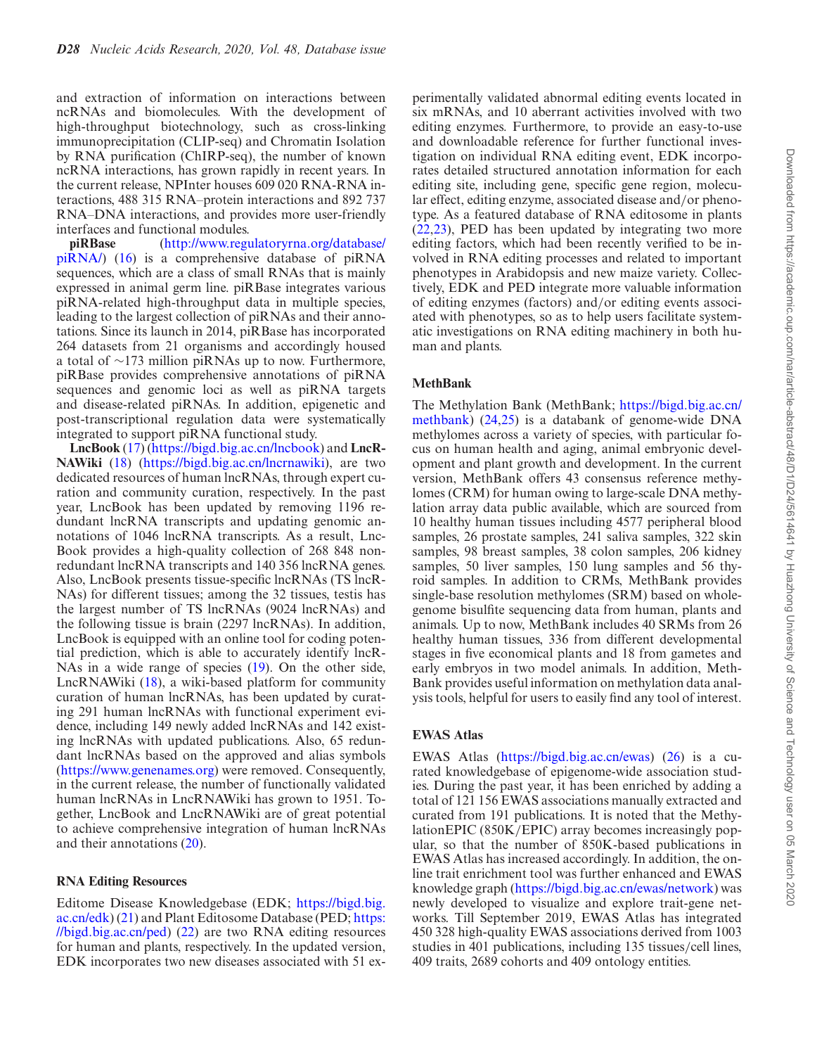and extraction of information on interactions between ncRNAs and biomolecules. With the development of high-throughput biotechnology, such as cross-linking immunoprecipitation (CLIP-seq) and Chromatin Isolation by RNA purification (ChIRP-seq), the number of known ncRNA interactions, has grown rapidly in recent years. In the current release, NPInter houses 609 020 RNA-RNA interactions, 488 315 RNA–protein interactions and 892 737 RNA–DNA interactions, and provides more user-friendly interfaces and functional modules.

**piRBase** (http://www.regulatoryrna.org/database/piRNA/) (16) is a comprehensive database of piRNA sequences, which are a class of small RNAs that is mainly expressed in animal germ line. piRBase integrates various piRNA-related high-throughput data in multiple species, leading to the largest collection of piRNAs and their annotations. Since its launch in 2014, piRBase has incorporated 264 datasets from 21 organisms and accordingly housed a total of ∼173 million piRNAs up to now. Furthermore, piRBase provides comprehensive annotations of piRNA sequences and genomic loci as well as piRNA targets and disease-related piRNAs. In addition, epigenetic and post-transcriptional regulation data were systematically integrated to support piRNA functional study.

**LncBook** (17) (https://bigd.big.ac.cn/lncbook) and **LncRNAWiki** (18) (https://bigd.big.ac.cn/lncrnawiki), are two dedicated resources of human lncRNAs, through expert curation and community curation, respectively. In the past year, LncBook has been updated by removing 1196 redundant lncRNA transcripts and updating genomic annotations of 1046 lncRNA transcripts. As a result, LncBook provides a high-quality collection of 268 848 non-redundant lncRNA transcripts and 140 356 lncRNA genes. Also, LncBook presents tissue-specific lncRNAs (TS lncRNAs) for different tissues; among the 32 tissues, testis has the largest number of TS lncRNAs (9024 lncRNAs) and the following tissue is brain (2297 lncRNAs). In addition, LncBook is equipped with an online tool for coding potential prediction, which is able to accurately identify lncRNAs in a wide range of species (19). On the other side, LncRNAWiki (18), a wiki-based platform for community curation of human lncRNAs, has been updated by curating 291 human lncRNAs with functional experiment evidence, including 149 newly added lncRNAs and 142 existing lncRNAs with updated publications. Also, 65 redundant lncRNAs based on the approved and alias symbols (https://www.genenames.org) were removed. Consequently, in the current release, the number of functionally validated human lncRNAs in LncRNAWiki has grown to 1951. Together, LncBook and LncRNAWiki are of great potential to achieve comprehensive integration of human lncRNAs and their annotations (20).

### RNA Editing Resources

Editome Disease Knowledgebase (EDK; https://bigd.big.ac.cn/edk) (21) and Plant Editosome Database (PED; https://bigd.big.ac.cn/ped) (22) are two RNA editing resources for human and plants, respectively. In the updated version, EDK incorporates two new diseases associated with 51 experimentally validated abnormal editing events located in six mRNAs, and 10 aberrant activities involved with two editing enzymes. Furthermore, to provide an easy-to-use and downloadable reference for further functional investigation on individual RNA editing event, EDK incorporates detailed structured annotation information for each editing site, including gene, specific gene region, molecular effect, editing enzyme, associated disease and/or phenotype. As a featured database of RNA editosome in plants (22,23), PED has been updated by integrating two more editing factors, which had been recently verified to be involved in RNA editing processes and related to important phenotypes in Arabidopsis and new maize variety. Collectively, EDK and PED integrate more valuable information of editing enzymes (factors) and/or editing events associated with phenotypes, so as to help users facilitate systematic investigations on RNA editing machinery in both human and plants.

### MethBank

The Methylation Bank (MethBank; https://bigd.big.ac.cn/methbank) (24,25) is a databank of genome-wide DNA methylomes across a variety of species, with particular focus on human health and aging, animal embryonic development and plant growth and development. In the current version, MethBank offers 43 consensus reference methylomes (CRM) for human owing to large-scale DNA methylation array data public available, which are sourced from 10 healthy human tissues including 4577 peripheral blood samples, 26 prostate samples, 241 saliva samples, 322 skin samples, 98 breast samples, 38 colon samples, 206 kidney samples, 50 liver samples, 150 lung samples and 56 thyroid samples. In addition to CRMs, MethBank provides single-base resolution methylomes (SRM) based on whole-genome bisulfite sequencing data from human, plants and animals. Up to now, MethBank includes 40 SRMs from 26 healthy human tissues, 336 from different developmental stages in five economical plants and 18 from gametes and early embryos in two model animals. In addition, MethBank provides useful information on methylation data analysis tools, helpful for users to easily find any tool of interest.

### EWAS Atlas

EWAS Atlas (https://bigd.big.ac.cn/ewas) (26) is a curated knowledgebase of epigenome-wide association studies. During the past year, it has been enriched by adding a total of 121 156 EWAS associations manually extracted and curated from 191 publications. It is noted that the MethylationEPIC (850K/EPIC) array becomes increasingly popular, so that the number of 850K-based publications in EWAS Atlas has increased accordingly. In addition, the online trait enrichment tool was further enhanced and EWAS knowledge graph (https://bigd.big.ac.cn/ewas/network) was newly developed to visualize and explore trait-gene networks. Till September 2019, EWAS Atlas has integrated 450 328 high-quality EWAS associations derived from 1003 studies in 401 publications, including 135 tissues/cell lines, 409 traits, 2689 cohorts and 409 ontology entities.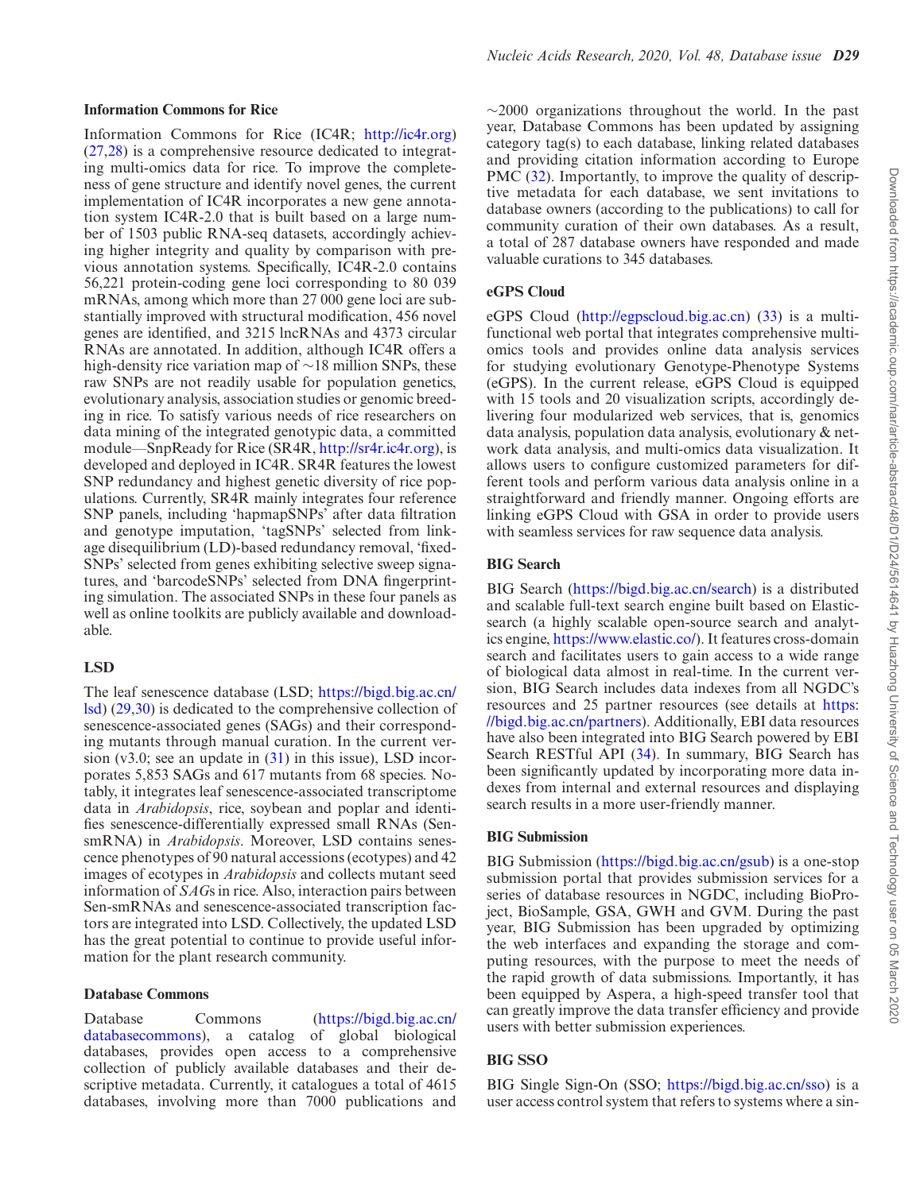### Information Commons for Rice

Information Commons for Rice (IC4R; http://ic4r.org) (27,28) is a comprehensive resource dedicated to integrating multi-omics data for rice. To improve the completeness of gene structure and identify novel genes, the current implementation of IC4R incorporates a new gene annotation system IC4R-2.0 that is built based on a large number of 1503 public RNA-seq datasets, accordingly achieving higher integrity and quality by comparison with previous annotation systems. Specifically, IC4R-2.0 contains 56,221 protein-coding gene loci corresponding to 80 039 mRNAs, among which more than 27 000 gene loci are substantially improved with structural modification, 456 novel genes are identified, and 3215 lncRNAs and 4373 circular RNAs are annotated. In addition, although IC4R offers a high-density rice variation map of ∼18 million SNPs, these raw SNPs are not readily usable for population genetics, evolutionary analysis, association studies or genomic breeding in rice. To satisfy various needs of rice researchers on data mining of the integrated genotypic data, a committed module—SnpReady for Rice (SR4R, http://sr4r.ic4r.org), is developed and deployed in IC4R. SR4R features the lowest SNP redundancy and highest genetic diversity of rice populations. Currently, SR4R mainly integrates four reference SNP panels, including 'hapmapSNPs' after data filtration and genotype imputation, 'tagSNPs' selected from linkage disequilibrium (LD)-based redundancy removal, 'fixedSNPs' selected from genes exhibiting selective sweep signatures, and 'barcodeSNPs' selected from DNA fingerprinting simulation. The associated SNPs in these four panels as well as online toolkits are publicly available and downloadable.

### LSD

The leaf senescence database (LSD; https://bigd.big.ac.cn/lsd) (29,30) is dedicated to the comprehensive collection of senescence-associated genes (SAGs) and their corresponding mutants through manual curation. In the current version (v3.0; see an update in (31) in this issue), LSD incorporates 5,853 SAGs and 617 mutants from 68 species. Notably, it integrates leaf senescence-associated transcriptome data in *Arabidopsis*, rice, soybean and poplar and identifies senescence-differentially expressed small RNAs (Sen-smRNA) in *Arabidopsis*. Moreover, LSD contains senescence phenotypes of 90 natural accessions (ecotypes) and 42 images of ecotypes in *Arabidopsis* and collects mutant seed information of *SAG*s in rice. Also, interaction pairs between Sen-smRNAs and senescence-associated transcription factors are integrated into LSD. Collectively, the updated LSD has the great potential to continue to provide useful information for the plant research community.

### Database Commons

Database Commons (https://bigd.big.ac.cn/databasecommons), a catalog of global biological databases, provides open access to a comprehensive collection of publicly available databases and their descriptive metadata. Currently, it catalogues a total of 4615 databases, involving more than 7000 publications and ∼2000 organizations throughout the world. In the past year, Database Commons has been updated by assigning category tag(s) to each database, linking related databases and providing citation information according to Europe PMC (32). Importantly, to improve the quality of descriptive metadata for each database, we sent invitations to database owners (according to the publications) to call for community curation of their own databases. As a result, a total of 287 database owners have responded and made valuable curations to 345 databases.

### eGPS Cloud

eGPS Cloud (http://egpscloud.big.ac.cn) (33) is a multi-functional web portal that integrates comprehensive multi-omics tools and provides online data analysis services for studying evolutionary Genotype-Phenotype Systems (eGPS). In the current release, eGPS Cloud is equipped with 15 tools and 20 visualization scripts, accordingly delivering four modularized web services, that is, genomics data analysis, population data analysis, evolutionary & network data analysis, and multi-omics data visualization. It allows users to configure customized parameters for different tools and perform various data analysis online in a straightforward and friendly manner. Ongoing efforts are linking eGPS Cloud with GSA in order to provide users with seamless services for raw sequence data analysis.

### BIG Search

BIG Search (https://bigd.big.ac.cn/search) is a distributed and scalable full-text search engine built based on Elasticsearch (a highly scalable open-source search and analytics engine, https://www.elastic.co/). It features cross-domain search and facilitates users to gain access to a wide range of biological data almost in real-time. In the current version, BIG Search includes data indexes from all NGDC's resources and 25 partner resources (see details at https://bigd.big.ac.cn/partners). Additionally, EBI data resources have also been integrated into BIG Search powered by EBI Search RESTful API (34). In summary, BIG Search has been significantly updated by incorporating more data indexes from internal and external resources and displaying search results in a more user-friendly manner.

### BIG Submission

BIG Submission (https://bigd.big.ac.cn/gsub) is a one-stop submission portal that provides submission services for a series of database resources in NGDC, including BioProject, BioSample, GSA, GWH and GVM. During the past year, BIG Submission has been upgraded by optimizing the web interfaces and expanding the storage and computing resources, with the purpose to meet the needs of the rapid growth of data submissions. Importantly, it has been equipped by Aspera, a high-speed transfer tool that can greatly improve the data transfer efficiency and provide users with better submission experiences.

### BIG SSO

BIG Single Sign-On (SSO; https://bigd.big.ac.cn/sso) is a user access control system that refers to systems where a sin-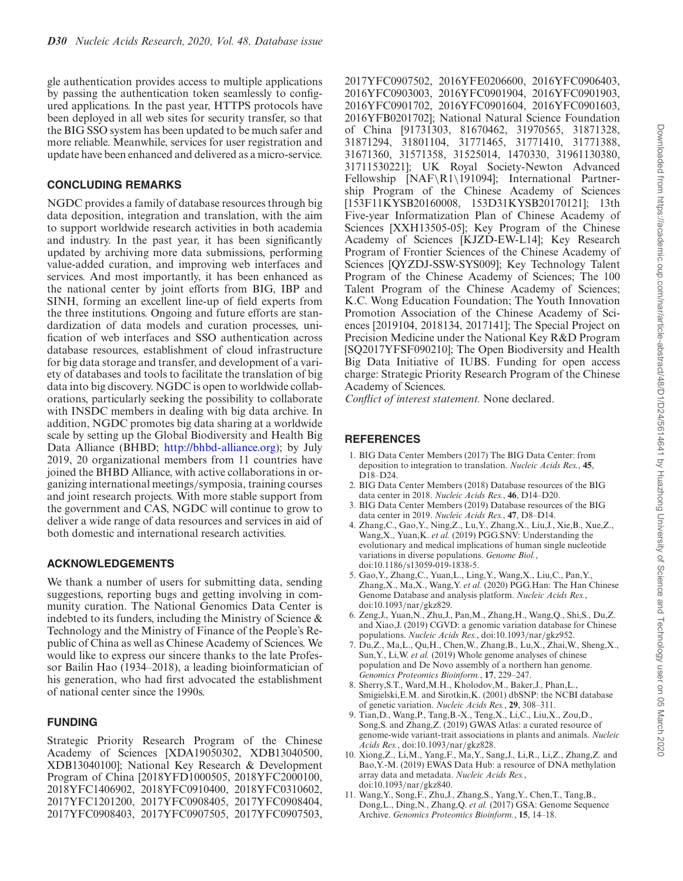gle authentication provides access to multiple applications by passing the authentication token seamlessly to configured applications. In the past year, HTTPS protocols have been deployed in all web sites for security transfer, so that the BIG SSO system has been updated to be much safer and more reliable. Meanwhile, services for user registration and update have been enhanced and delivered as a micro-service.

## CONCLUDING REMARKS

NGDC provides a family of database resources through big data deposition, integration and translation, with the aim to support worldwide research activities in both academia and industry. In the past year, it has been significantly updated by archiving more data submissions, performing value-added curation, and improving web interfaces and services. And most importantly, it has been enhanced as the national center by joint efforts from BIG, IBP and SINH, forming an excellent line-up of field experts from the three institutions. Ongoing and future efforts are standardization of data models and curation processes, unification of web interfaces and SSO authentication across database resources, establishment of cloud infrastructure for big data storage and transfer, and development of a variety of databases and tools to facilitate the translation of big data into big discovery. NGDC is open to worldwide collaborations, particularly seeking the possibility to collaborate with INSDC members in dealing with big data archive. In addition, NGDC promotes big data sharing at a worldwide scale by setting up the Global Biodiversity and Health Big Data Alliance (BHBD; http://bhbd-alliance.org); by July 2019, 20 organizational members from 11 countries have joined the BHBD Alliance, with active collaborations in organizing international meetings/symposia, training courses and joint research projects. With more stable support from the government and CAS, NGDC will continue to grow to deliver a wide range of data resources and services in aid of both domestic and international research activities.

## ACKNOWLEDGEMENTS

We thank a number of users for submitting data, sending suggestions, reporting bugs and getting involving in community curation. The National Genomics Data Center is indebted to its funders, including the Ministry of Science & Technology and the Ministry of Finance of the People's Republic of China as well as Chinese Academy of Sciences. We would like to express our sincere thanks to the late Professor Bailin Hao (1934–2018), a leading bioinformatician of his generation, who had first advocated the establishment of national center since the 1990s.

## FUNDING

Strategic Priority Research Program of the Chinese Academy of Sciences [XDA19050302, XDB13040500, XDB13040100]; National Key Research & Development Program of China [2018YFD1000505, 2018YFC2000100, 2018YFC1406902, 2018YFC0910400, 2018YFC0310602, 2017YFC1201200, 2017YFC0908405, 2017YFC0908404, 2017YFC0908403, 2017YFC0907505, 2017YFC0907503, 2017YFC0907502, 2016YFE0206600, 2016YFC0906403, 2016YFC0903003, 2016YFC0901904, 2016YFC0901903, 2016YFC0901702, 2016YFC0901604, 2016YFC0901603, 2016YFB0201702]; National Natural Science Foundation of China [91731303, 81670462, 31970565, 31871328, 31871294, 31801104, 31771465, 31771410, 31771388, 31671360, 31571358, 31525014, 1470330, 31961130380, 31711530221]; UK Royal Society-Newton Advanced Fellowship [NAF\R1\191094]; International Partnership Program of the Chinese Academy of Sciences [153F11KYSB20160008, 153D31KYSB20170121]; 13th Five-year Informatization Plan of Chinese Academy of Sciences [XXH13505-05]; Key Program of the Chinese Academy of Sciences [KJZD-EW-L14]; Key Research Program of Frontier Sciences of the Chinese Academy of Sciences [QYZDJ-SSW-SYS009]; Key Technology Talent Program of the Chinese Academy of Sciences; The 100 Talent Program of the Chinese Academy of Sciences; K.C. Wong Education Foundation; The Youth Innovation Promotion Association of the Chinese Academy of Sciences [2019104, 2018134, 2017141]; The Special Project on Precision Medicine under the National Key R&D Program [SQ2017YFSF090210]; The Open Biodiversity and Health Big Data Initiative of IUBS. Funding for open access charge: Strategic Priority Research Program of the Chinese Academy of Sciences.

*Conflict of interest statement.* None declared.

## REFERENCES

1. BIG Data Center Members (2017) The BIG Data Center: from deposition to integration to translation. *Nucleic Acids Res.*, **45**, D18–D24.
2. BIG Data Center Members (2018) Database resources of the BIG data center in 2018. *Nucleic Acids Res.*, **46**, D14–D20.
3. BIG Data Center Members (2019) Database resources of the BIG data center in 2019. *Nucleic Acids Res.*, **47**, D8–D14.
4. Zhang,C., Gao,Y., Ning,Z., Lu,Y., Zhang,X., Liu,J., Xie,B., Xue,Z., Wang,X., Yuan,K. *et al.* (2019) PGG.SNV: Understanding the evolutionary and medical implications of human single nucleotide variations in diverse populations. *Genome Biol.*, doi:10.1186/s13059-019-1838-5.
5. Gao,Y., Zhang,C., Yuan,L., Ling,Y., Wang,X., Liu,C., Pan,Y., Zhang,X., Ma,X., Wang,Y. *et al.* (2020) PGG.Han: The Han Chinese Genome Database and analysis platform. *Nucleic Acids Res.*, doi:10.1093/nar/gkz829.
6. Zeng,J., Yuan,N., Zhu,J., Pan,M., Zhang,H., Wang,Q., Shi,S., Du,Z. and Xiao,J. (2019) CGVD: a genomic variation database for Chinese populations. *Nucleic Acids Res.*, doi:10.1093/nar/gkz952.
7. Du,Z., Ma,L., Qu,H., Chen,W., Zhang,B., Lu,X., Zhai,W., Sheng,X., Sun,Y., Li,W. *et al.* (2019) Whole genome analyses of chinese population and De Novo assembly of a northern han genome. *Genomics Proteomics Bioinform.*, **17**, 229–247.
8. Sherry,S.T., Ward,M.H., Kholodov,M., Baker,J., Phan,L., Smigielski,E.M. and Sirotkin,K. (2001) dbSNP: the NCBI database of genetic variation. *Nucleic Acids Res.*, **29**, 308–311.
9. Tian,D., Wang,P., Tang,B.-X., Teng,X., Li,C., Liu,X., Zou,D., Song,S. and Zhang,Z. (2019) GWAS Atlas: a curated resource of genome-wide variant-trait associations in plants and animals. *Nucleic Acids Res.*, doi:10.1093/nar/gkz828.
10. Xiong,Z., Li,M., Yang,F., Ma,Y., Sang,J., Li,R., Li,Z., Zhang,Z. and Bao,Y.-M. (2019) EWAS Data Hub: a resource of DNA methylation array data and metadata. *Nucleic Acids Res.*, doi:10.1093/nar/gkz840.
11. Wang,Y., Song,F., Zhu,J., Zhang,S., Yang,Y., Chen,T., Tang,B., Dong,L., Ding,N., Zhang,Q. *et al.* (2017) GSA: Genome Sequence Archive. *Genomics Proteomics Bioinform.*, **15**, 14–18.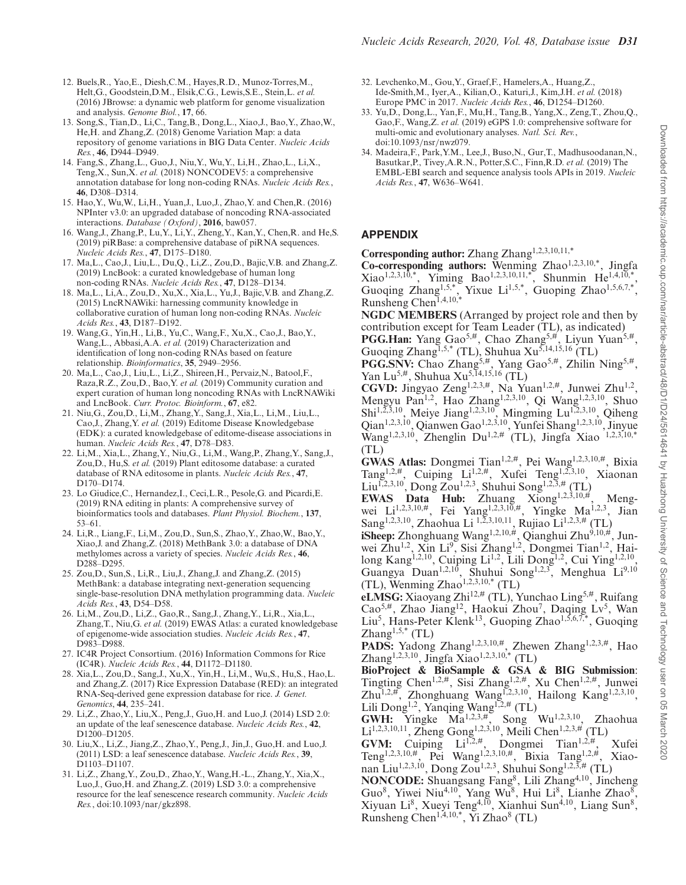12. Buels,R., Yao,E., Diesh,C.M., Hayes,R.D., Munoz-Torres,M., Helt,G., Goodstein,D.M., Elsik,C.G., Lewis,S.E., Stein,L. *et al.* (2016) JBrowse: a dynamic web platform for genome visualization and analysis. *Genome Biol.*, **17**, 66.
13. Song,S., Tian,D., Li,C., Tang,B., Dong,L., Xiao,J., Bao,Y., Zhao,W., He,H. and Zhang,Z. (2018) Genome Variation Map: a data repository of genome variations in BIG Data Center. *Nucleic Acids Res.*, **46**, D944–D949.
14. Fang,S., Zhang,L., Guo,J., Niu,Y., Wu,Y., Li,H., Zhao,L., Li,X., Teng,X., Sun,X. *et al.* (2018) NONCODEV5: a comprehensive annotation database for long non-coding RNAs. *Nucleic Acids Res.*, **46**, D308–D314.
15. Hao,Y., Wu,W., Li,H., Yuan,J., Luo,J., Zhao,Y. and Chen,R. (2016) NPInter v3.0: an upgraded database of noncoding RNA-associated interactions. *Database (Oxford)*, **2016**, baw057.
16. Wang,J., Zhang,P., Lu,Y., Li,Y., Zheng,Y., Kan,Y., Chen,R. and He,S. (2019) piRBase: a comprehensive database of piRNA sequences. *Nucleic Acids Res.*, **47**, D175–D180.
17. Ma,L., Cao,J., Liu,L., Du,Q., Li,Z., Zou,D., Bajic,V.B. and Zhang,Z. (2019) LncBook: a curated knowledgebase of human long non-coding RNAs. *Nucleic Acids Res.*, **47**, D128–D134.
18. Ma,L., Li,A., Zou,D., Xu,X., Xia,L., Yu,J., Bajic,V.B. and Zhang,Z. (2015) LncRNAWiki: harnessing community knowledge in collaborative curation of human long non-coding RNAs. *Nucleic Acids Res.*, **43**, D187–D192.
19. Wang,G., Yin,H., Li,B., Yu,C., Wang,F., Xu,X., Cao,J., Bao,Y., Wang,L., Abbasi,A.A. *et al.* (2019) Characterization and identification of long non-coding RNAs based on feature relationship. *Bioinformatics*, **35**, 2949–2956.
20. Ma,L., Cao,J., Liu,L., Li,Z., Shireen,H., Pervaiz,N., Batool,F., Raza,R.Z., Zou,D., Bao,Y. *et al.* (2019) Community curation and expert curation of human long noncoding RNAs with LncRNAWiki and LncBook. *Curr. Protoc. Bioinform.*, **67**, e82.
21. Niu,G., Zou,D., Li,M., Zhang,Y., Sang,J., Xia,L., Li,M., Liu,L., Cao,J., Zhang,Y. *et al.* (2019) Editome Disease Knowledgebase (EDK): a curated knowledgebase of editome-disease associations in human. *Nucleic Acids Res.*, **47**, D78–D83.
22. Li,M., Xia,L., Zhang,Y., Niu,G., Li,M., Wang,P., Zhang,Y., Sang,J., Zou,D., Hu,S. *et al.* (2019) Plant editosome database: a curated database of RNA editosome in plants. *Nucleic Acids Res.*, **47**, D170–D174.
23. Lo Giudice,C., Hernandez,I., Ceci,L.R., Pesole,G. and Picardi,E. (2019) RNA editing in plants: A comprehensive survey of bioinformatics tools and databases. *Plant Physiol. Biochem.*, **137**, 53–61.
24. Li,R., Liang,F., Li,M., Zou,D., Sun,S., Zhao,Y., Zhao,W., Bao,Y., Xiao,J. and Zhang,Z. (2018) MethBank 3.0: a database of DNA methylomes across a variety of species. *Nucleic Acids Res.*, **46**, D288–D295.
25. Zou,D., Sun,S., Li,R., Liu,J., Zhang,J. and Zhang,Z. (2015) MethBank: a database integrating next-generation sequencing single-base-resolution DNA methylation programming data. *Nucleic Acids Res.*, **43**, D54–D58.
26. Li,M., Zou,D., Li,Z., Gao,R., Sang,J., Zhang,Y., Li,R., Xia,L., Zhang,T., Niu,G. *et al.* (2019) EWAS Atlas: a curated knowledgebase of epigenome-wide association studies. *Nucleic Acids Res.*, **47**, D983–D988.
27. IC4R Project Consortium. (2016) Information Commons for Rice (IC4R). *Nucleic Acids Res.*, **44**, D1172–D1180.
28. Xia,L., Zou,D., Sang,J., Xu,X., Yin,H., Li,M., Wu,S., Hu,S., Hao,L. and Zhang,Z. (2017) Rice Expression Database (RED): an integrated RNA-Seq-derived gene expression database for rice. *J. Genet. Genomics*, **44**, 235–241.
29. Li,Z., Zhao,Y., Liu,X., Peng,J., Guo,H. and Luo,J. (2014) LSD 2.0: an update of the leaf senescence database. *Nucleic Acids Res.*, **42**, D1200–D1205.
30. Liu,X., Li,Z., Jiang,Z., Zhao,Y., Peng,J., Jin,J., Guo,H. and Luo,J. (2011) LSD: a leaf senescence database. *Nucleic Acids Res.*, **39**, D1103–D1107.
31. Li,Z., Zhang,Y., Zou,D., Zhao,Y., Wang,H.-L., Zhang,Y., Xia,X., Luo,J., Guo,H. and Zhang,Z. (2019) LSD 3.0: a comprehensive resource for the leaf senescence research community. *Nucleic Acids Res.*, doi:10.1093/nar/gkz898.
32. Levchenko,M., Gou,Y., Graef,F., Hamelers,A., Huang,Z., Ide-Smith,M., Iyer,A., Kilian,O., Katuri,J., Kim,J.H. *et al.* (2018) Europe PMC in 2017. *Nucleic Acids Res.*, **46**, D1254–D1260.
33. Yu,D., Dong,L., Yan,F., Mu,H., Tang,B., Yang,X., Zeng,T., Zhou,Q., Gao,F., Wang,Z. *et al.* (2019) eGPS 1.0: comprehensive software for multi-omic and evolutionary analyses. *Natl. Sci. Rev.*, doi:10.1093/nsr/nwz079.
34. Madeira,F., Park,Y.M., Lee,J., Buso,N., Gur,T., Madhusoodanan,N., Basutkar,P., Tivey,A.R.N., Potter,S.C., Finn,R.D. *et al.* (2019) The EMBL-EBI search and sequence analysis tools APIs in 2019. *Nucleic Acids Res.*, **47**, W636–W641.

## APPENDIX

**Corresponding author:** Zhang Zhang[1,2,3,10,11,*]

**Co-corresponding authors:** Wenming Zhao[1,2,3,10,*], Jingfa Xiao[1,2,3,10,*], Yiming Bao[1,2,3,10,11,*], Shunmin He[1,4,10,*], Guoqing Zhang[1,5,*], Yixue Li[1,5,*], Guoping Zhao[1,5,6,7,*], Runsheng Chen[1,4,10,*]

**NGDC MEMBERS** (Arranged by project role and then by contribution except for Team Leader (TL), as indicated)

**PGG.Han:** Yang Gao[5,#], Chao Zhang[5,#], Liyun Yuan[5,#], Guoqing Zhang[1,5,*] (TL), Shuhua Xu[5,14,15,16] (TL)

**PGG.SNV:** Chao Zhang[5,#], Yang Gao[5,#], Zhilin Ning[5,#], Yan Lu[5,#], Shuhua Xu[5,14,15,16] (TL)

**CGVD:** Jingyao Zeng[1,2,3,#], Na Yuan[1,2,#], Junwei Zhu[1,2], Mengyu Pan[1,2], Hao Zhang[1,2,3,10], Qi Wang[1,2,3,10], Shuo Shi[1,2,3,10], Meiye Jiang[1,2,3,10], Mingming Lu[1,2,3,10], Qiheng Qian[1,2,3,10], Qianwen Gao[1,2,3,10], Yunfei Shang[1,2,3,10], Jinyue Wang[1,2,3,10], Zhenglin Du[1,2,#] (TL), Jingfa Xiao [1,2,3,10,*] (TL)

**GWAS Atlas:** Dongmei Tian[1,2,#], Pei Wang[1,2,3,10,#], Bixia Tang[1,2,#], Cuiping Li[1,2,#], Xufei Teng[1,2,3,10], Xiaonan Liu[1,2,3,10], Dong Zou[1,2,3], Shuhui Song[1,2,3,#] (TL)

**EWAS Data Hub:** Zhuang Xiong[1,2,3,10,#], Mengwei Li[1,2,3,10,#], Fei Yang[1,2,3,10,#], Yingke Ma[1,2,3], Jian Sang[1,2,3,10], Zhaohua Li [1,2,3,10,11], Rujiao Li[1,2,3,#] (TL)

**iSheep:** Zhonghuang Wang[1,2,10,#], Qianghui Zhu[9,10,#], Junwei Zhu[1,2], Xin Li[9], Sisi Zhang[1,2], Dongmei Tian[1,2], Hailong Kang[1,2,10], Cuiping Li[1,2], Lili Dong[1,2], Cui Ying[1,2,10], Guangya Duan[1,2,10], Shuhui Song[1,2,3], Menghua Li[9,10] (TL), Wenming Zhao[1,2,3,10,*] (TL)

**eLMSG:** Xiaoyang Zhi[12,#] (TL), Yunchao Ling[5,#], Ruifang Cao[5,#], Zhao Jiang[12], Haokui Zhou[7], Daqing Lv[5], Wan Liu[5], Hans-Peter Klenk[13], Guoping Zhao[1,5,6,7,*], Guoqing Zhang[1,5,*] (TL)

**PADS:** Yadong Zhang[1,2,3,10,#], Zhewen Zhang[1,2,3,#], Hao Zhang[1,2,3,10], Jingfa Xiao[1,2,3,10,*] (TL)

**BioProject & BioSample & GSA & BIG Submission**: Tingting Chen[1,2,#], Sisi Zhang[1,2,#], Xu Chen[1,2,#], Junwei Zhu[1,2,#], Zhonghuang Wang[1,2,3,10], Hailong Kang[1,2,3,10], Lili Dong[1,2], Yanqing Wang[1,2,#] (TL)

**GWH:** Yingke Ma[1,2,3,#], Song Wu[1,2,3,10], Zhaohua Li[1,2,3,10,11], Zheng Gong[1,2,3,10], Meili Chen[1,2,3,#] (TL)

**GVM:** Cuiping Li[1,2,#], Dongmei Tian[1,2,#], Xufei Teng[1,2,3,10,#], Pei Wang[1,2,3,10,#], Bixia Tang[1,2,#], Xiaonan Liu[1,2,3,10], Dong Zou[1,2,3], Shuhui Song[1,2,3,#] (TL)

**NONCODE:** Shuangsang Fang[8], Lili Zhang[4,10], Jincheng Guo[8], Yiwei Niu[4,10], Yang Wu[8], Hui Li[8], Lianhe Zhao[8], Xiyuan Li[8], Xueyi Teng[4,10], Xianhui Sun[4,10], Liang Sun[8], Runsheng Chen[1,4,10,*], Yi Zhao[8] (TL)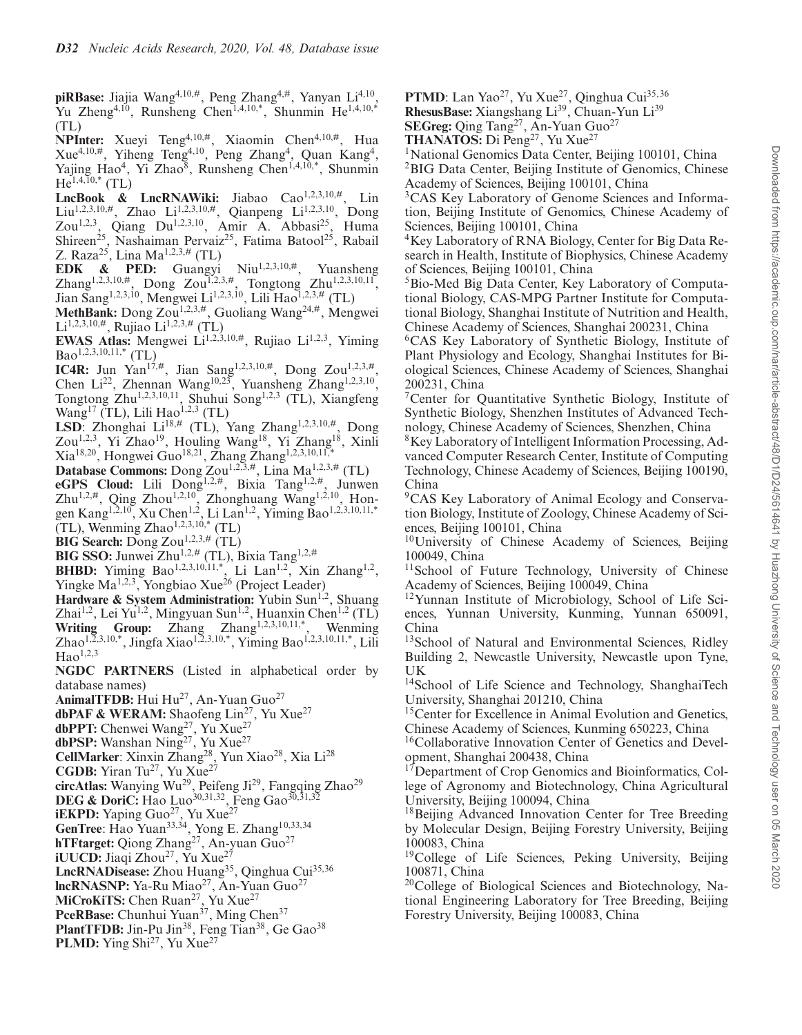**piRBase:** Jiajia Wang[4,10,#], Peng Zhang[4,#], Yanyan Li[4,10], Yu Zheng[4,10], Runsheng Chen[1,4,10,*], Shunmin He[1,4,10,*] (TL)

**NPInter:** Xueyi Teng[4,10,#], Xiaomin Chen[4,10,#], Hua Xue[4,10,#], Yiheng Teng[4,10], Peng Zhang[4], Quan Kang[4], Yajing Hao[4], Yi Zhao[8], Runsheng Chen[1,4,10,*], Shunmin He[1,4,10,*] (TL)

**LncBook & LncRNAWiki:** Jiabao Cao[1,2,3,10,#], Lin Liu[1,2,3,10,#], Zhao Li[1,2,3,10,#], Qianpeng Li[1,2,3,10], Dong Zou[1,2,3], Qiang Du[1,2,3,10], Amir A. Abbasi[25], Huma Shireen[25], Nashaiman Pervaiz[25], Fatima Batool[25], Rabail Z. Raza[25], Lina Ma[1,2,3,#] (TL)

**EDK & PED:** Guangyi Niu[1,2,3,10,#], Yuansheng Zhang[1,2,3,10,#], Dong Zou[1,2,3,#], Tongtong Zhu[1,2,3,10,11], Jian Sang[1,2,3,10], Mengwei Li[1,2,3,10], Lili Hao[1,2,3,#] (TL)

**MethBank:** Dong Zou[1,2,3,#], Guoliang Wang[24,#], Mengwei Li[1,2,3,10,#], Rujiao Li[1,2,3,#] (TL)

**EWAS Atlas:** Mengwei Li[1,2,3,10,#], Rujiao Li[1,2,3], Yiming Bao[1,2,3,10,11,*] (TL)

**IC4R:** Jun Yan[17,#], Jian Sang[1,2,3,10,#], Dong Zou[1,2,3,#], Chen Li[22], Zhennan Wang[10,23], Yuansheng Zhang[1,2,3,10], Tongtong Zhu[1,2,3,10,11], Shuhui Song[1,2,3] (TL), Xiangfeng Wang[17] (TL), Lili Hao[1,2,3] (TL)

**LSD**: Zhonghai Li[18,#] (TL), Yang Zhang[1,2,3,10,#], Dong Zou[1,2,3], Yi Zhao[19], Houling Wang[18], Yi Zhang[18], Xinli Xia[18,20], Hongwei Guo[18,21], Zhang Zhang[1,2,3,10,11,*]

**Database Commons:** Dong Zou[1,2,3,#], Lina Ma[1,2,3,#] (TL)

**eGPS Cloud:** Lili Dong[1,2,#], Bixia Tang[1,2,#], Junwen Zhu[1,2,#], Qing Zhou[1,2,10], Zhonghuang Wang[1,2,10], Hongen Kang[1,2,10], Xu Chen[1,2], Li Lan[1,2], Yiming Bao[1,2,3,10,11,*] (TL), Wenming Zhao[1,2,3,10,*] (TL)

**BIG Search:** Dong Zou[1,2,3,#] (TL)

**BIG SSO:** Junwei Zhu[1,2,#] (TL), Bixia Tang[1,2,#]

**BHBD:** Yiming Bao[1,2,3,10,11,*], Li Lan[1,2], Xin Zhang[1,2], Yingke Ma[1,2,3], Yongbiao Xue[26] (Project Leader)

**Hardware & System Administration:** Yubin Sun[1,2], Shuang Zhai[1,2], Lei Yu[1,2], Mingyuan Sun[1,2], Huanxin Chen[1,2] (TL)

**Writing Group:** Zhang Zhang[1,2,3,10,11,*], Wenming Zhao[1,2,3,10,*], Jingfa Xiao[1,2,3,10,*], Yiming Bao[1,2,3,10,11,*], Lili Hao[1,2,3]

**NGDC PARTNERS** (Listed in alphabetical order by database names)

**AnimalTFDB:** Hui Hu[27], An-Yuan Guo[27]

**dbPAF & WERAM:** Shaofeng Lin[27], Yu Xue[27]

**dbPPT:** Chenwei Wang[27], Yu Xue[27]

**dbPSP:** Wanshan Ning[27], Yu Xue[27]

**CellMarker**: Xinxin Zhang[28], Yun Xiao[28], Xia Li[28]

**CGDB:** Yiran Tu[27], Yu Xue[27]

**circAtlas:** Wanying Wu[29], Peifeng Ji[29], Fangqing Zhao[29]

**DEG & DoriC:** Hao Luo[30,31,32], Feng Gao[30,31,32]

**iEKPD:** Yaping Guo[27], Yu Xue[27]

**GenTree**: Hao Yuan[33,34], Yong E. Zhang[10,33,34]

**hTFtarget:** Qiong Zhang[27], An-yuan Guo[27]

**iUUCD:** Jiaqi Zhou[27], Yu Xue[27]

**LncRNADisease:** Zhou Huang[35], Qinghua Cui[35,36]

**lncRNASNP:** Ya-Ru Miao[27], An-Yuan Guo[27]

**MiCroKiTS:** Chen Ruan[27], Yu Xue[27]

**PceRBase:** Chunhui Yuan[37], Ming Chen[37]

**PlantTFDB:** Jin-Pu Jin[38], Feng Tian[38], Ge Gao[38]

**PLMD:** Ying Shi[27], Yu Xue[27]

**PTMD**: Lan Yao[27], Yu Xue[27], Qinghua Cui[35,36]

**RhesusBase:** Xiangshang Li[39], Chuan-Yun Li[39]

**SEGreg:** Qing Tang[27], An-Yuan Guo[27]

**THANATOS:** Di Peng[27], Yu Xue[27]

[1]National Genomics Data Center, Beijing 100101, China
[2]BIG Data Center, Beijing Institute of Genomics, Chinese Academy of Sciences, Beijing 100101, China
[3]CAS Key Laboratory of Genome Sciences and Information, Beijing Institute of Genomics, Chinese Academy of Sciences, Beijing 100101, China
[4]Key Laboratory of RNA Biology, Center for Big Data Research in Health, Institute of Biophysics, Chinese Academy of Sciences, Beijing 100101, China
[5]Bio-Med Big Data Center, Key Laboratory of Computational Biology, CAS-MPG Partner Institute for Computational Biology, Shanghai Institute of Nutrition and Health, Chinese Academy of Sciences, Shanghai 200231, China
[6]CAS Key Laboratory of Synthetic Biology, Institute of Plant Physiology and Ecology, Shanghai Institutes for Biological Sciences, Chinese Academy of Sciences, Shanghai 200231, China
[7]Center for Quantitative Synthetic Biology, Institute of Synthetic Biology, Shenzhen Institutes of Advanced Technology, Chinese Academy of Sciences, Shenzhen, China
[8]Key Laboratory of Intelligent Information Processing, Advanced Computer Research Center, Institute of Computing Technology, Chinese Academy of Sciences, Beijing 100190, China
[9]CAS Key Laboratory of Animal Ecology and Conservation Biology, Institute of Zoology, Chinese Academy of Sciences, Beijing 100101, China
[10]University of Chinese Academy of Sciences, Beijing 100049, China
[11]School of Future Technology, University of Chinese Academy of Sciences, Beijing 100049, China
[12]Yunnan Institute of Microbiology, School of Life Sciences, Yunnan University, Kunming, Yunnan 650091, China
[13]School of Natural and Environmental Sciences, Ridley Building 2, Newcastle University, Newcastle upon Tyne, UK
[14]School of Life Science and Technology, ShanghaiTech University, Shanghai 201210, China
[15]Center for Excellence in Animal Evolution and Genetics, Chinese Academy of Sciences, Kunming 650223, China
[16]Collaborative Innovation Center of Genetics and Development, Shanghai 200438, China
[17]Department of Crop Genomics and Bioinformatics, College of Agronomy and Biotechnology, China Agricultural University, Beijing 100094, China
[18]Beijing Advanced Innovation Center for Tree Breeding by Molecular Design, Beijing Forestry University, Beijing 100083, China
[19]College of Life Sciences, Peking University, Beijing 100871, China
[20]College of Biological Sciences and Biotechnology, National Engineering Laboratory for Tree Breeding, Beijing Forestry University, Beijing 100083, China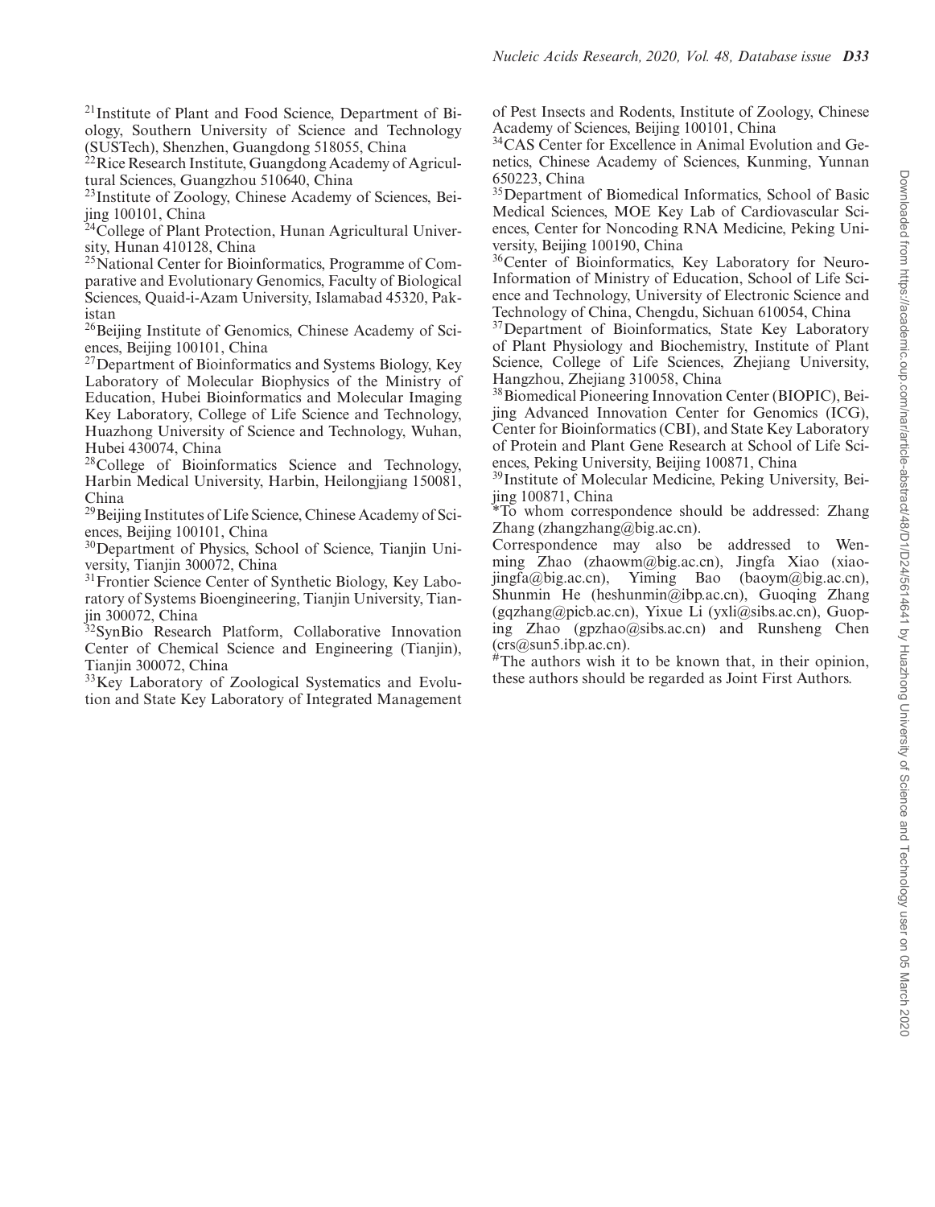[21]Institute of Plant and Food Science, Department of Biology, Southern University of Science and Technology (SUSTech), Shenzhen, Guangdong 518055, China
[22]Rice Research Institute, Guangdong Academy of Agricultural Sciences, Guangzhou 510640, China
[23]Institute of Zoology, Chinese Academy of Sciences, Beijing 100101, China
[24]College of Plant Protection, Hunan Agricultural University, Hunan 410128, China
[25]National Center for Bioinformatics, Programme of Comparative and Evolutionary Genomics, Faculty of Biological Sciences, Quaid-i-Azam University, Islamabad 45320, Pakistan
[26]Beijing Institute of Genomics, Chinese Academy of Sciences, Beijing 100101, China
[27]Department of Bioinformatics and Systems Biology, Key Laboratory of Molecular Biophysics of the Ministry of Education, Hubei Bioinformatics and Molecular Imaging Key Laboratory, College of Life Science and Technology, Huazhong University of Science and Technology, Wuhan, Hubei 430074, China
[28]College of Bioinformatics Science and Technology, Harbin Medical University, Harbin, Heilongjiang 150081, China
[29]Beijing Institutes of Life Science, Chinese Academy of Sciences, Beijing 100101, China
[30]Department of Physics, School of Science, Tianjin University, Tianjin 300072, China
[31]Frontier Science Center of Synthetic Biology, Key Laboratory of Systems Bioengineering, Tianjin University, Tianjin 300072, China
[32]SynBio Research Platform, Collaborative Innovation Center of Chemical Science and Engineering (Tianjin), Tianjin 300072, China
[33]Key Laboratory of Zoological Systematics and Evolution and State Key Laboratory of Integrated Management of Pest Insects and Rodents, Institute of Zoology, Chinese Academy of Sciences, Beijing 100101, China
[34]CAS Center for Excellence in Animal Evolution and Genetics, Chinese Academy of Sciences, Kunming, Yunnan 650223, China
[35]Department of Biomedical Informatics, School of Basic Medical Sciences, MOE Key Lab of Cardiovascular Sciences, Center for Noncoding RNA Medicine, Peking University, Beijing 100190, China
[36]Center of Bioinformatics, Key Laboratory for Neuro-Information of Ministry of Education, School of Life Science and Technology, University of Electronic Science and Technology of China, Chengdu, Sichuan 610054, China
[37]Department of Bioinformatics, State Key Laboratory of Plant Physiology and Biochemistry, Institute of Plant Science, College of Life Sciences, Zhejiang University, Hangzhou, Zhejiang 310058, China
[38]Biomedical Pioneering Innovation Center (BIOPIC), Beijing Advanced Innovation Center for Genomics (ICG), Center for Bioinformatics (CBI), and State Key Laboratory of Protein and Plant Gene Research at School of Life Sciences, Peking University, Beijing 100871, China
[39]Institute of Molecular Medicine, Peking University, Beijing 100871, China

*To whom correspondence should be addressed: Zhang Zhang (zhangzhang@big.ac.cn).

Correspondence may also be addressed to Wenming Zhao (zhaowm@big.ac.cn), Jingfa Xiao (xiaojingfa@big.ac.cn), Yiming Bao (baoym@big.ac.cn), Shunmin He (heshunmin@ibp.ac.cn), Guoqing Zhang (gqzhang@picb.ac.cn), Yixue Li (yxli@sibs.ac.cn), Guoping Zhao (gpzhao@sibs.ac.cn) and Runsheng Chen (crs@sun5.ibp.ac.cn).

#The authors wish it to be known that, in their opinion, these authors should be regarded as Joint First Authors.